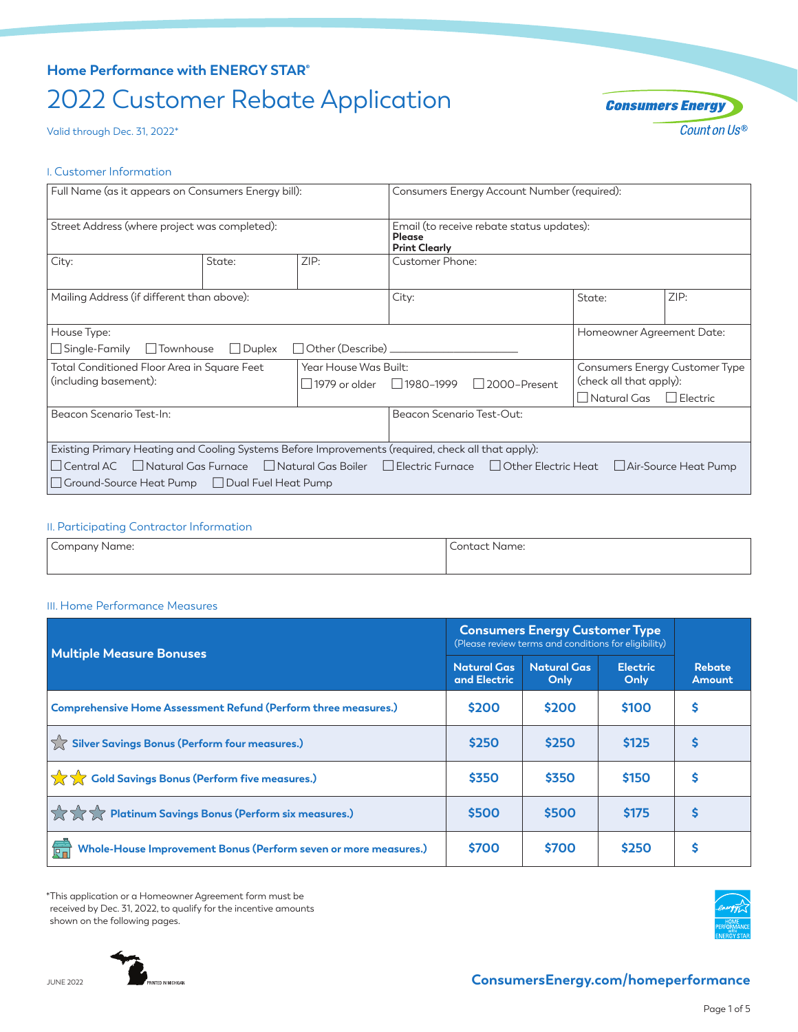Home Performance with ENERGY STAR®

# 2022 Customer Rebate Application

Valid through Dec. 31, 2022*

Consumers Energy
Count on Us®

## I. Customer Information

| Full Name (as it appears on Consumers Energy bill): | | | Consumers Energy Account Number (required): | | |
|---|---|---|---|---|---|
| Street Address (where project was completed): | | | Email (to receive rebate status updates): **Please Print Clearly** | | |
| City: | State: | ZIP: | Customer Phone: | | |
| Mailing Address (if different than above): | | | City: | State: | ZIP: |
| House Type: ☐ Single-Family ☐ Townhouse ☐ Duplex ☐ Other (Describe) ______ | | | | Homeowner Agreement Date: | |
| Total Conditioned Floor Area in Square Feet (including basement): | Year House Was Built: ☐ 1979 or older ☐ 1980–1999 ☐ 2000–Present | | | Consumers Energy Customer Type (check all that apply): ☐ Natural Gas ☐ Electric | |
| Beacon Scenario Test-In: | | | Beacon Scenario Test-Out: | | |
| Existing Primary Heating and Cooling Systems Before Improvements (required, check all that apply): ☐ Central AC ☐ Natural Gas Furnace ☐ Natural Gas Boiler ☐ Electric Furnace ☐ Other Electric Heat ☐ Air-Source Heat Pump ☐ Ground-Source Heat Pump ☐ Dual Fuel Heat Pump | | | | | |

## II. Participating Contractor Information

| Company Name: | Contact Name: |
|---|---|
| | |

## III. Home Performance Measures

| Multiple Measure Bonuses | Consumers Energy Customer Type (Please review terms and conditions for eligibility) | | | Rebate Amount |
|---|---|---|---|---|
| | Natural Gas and Electric | Natural Gas Only | Electric Only | |
| Comprehensive Home Assessment Refund (Perform three measures.) | $200 | $200 | $100 | $ |
| Silver Savings Bonus (Perform four measures.) | $250 | $250 | $125 | $ |
| Gold Savings Bonus (Perform five measures.) | $350 | $350 | $150 | $ |
| Platinum Savings Bonus (Perform six measures.) | $500 | $500 | $175 | $ |
| Whole-House Improvement Bonus (Perform seven or more measures.) | $700 | $700 | $250 | $ |

*This application or a Homeowner Agreement form must be received by Dec. 31, 2022, to qualify for the incentive amounts shown on the following pages.

JUNE 2022

PRINTED IN MICHIGAN

ConsumersEnergy.com/homeperformance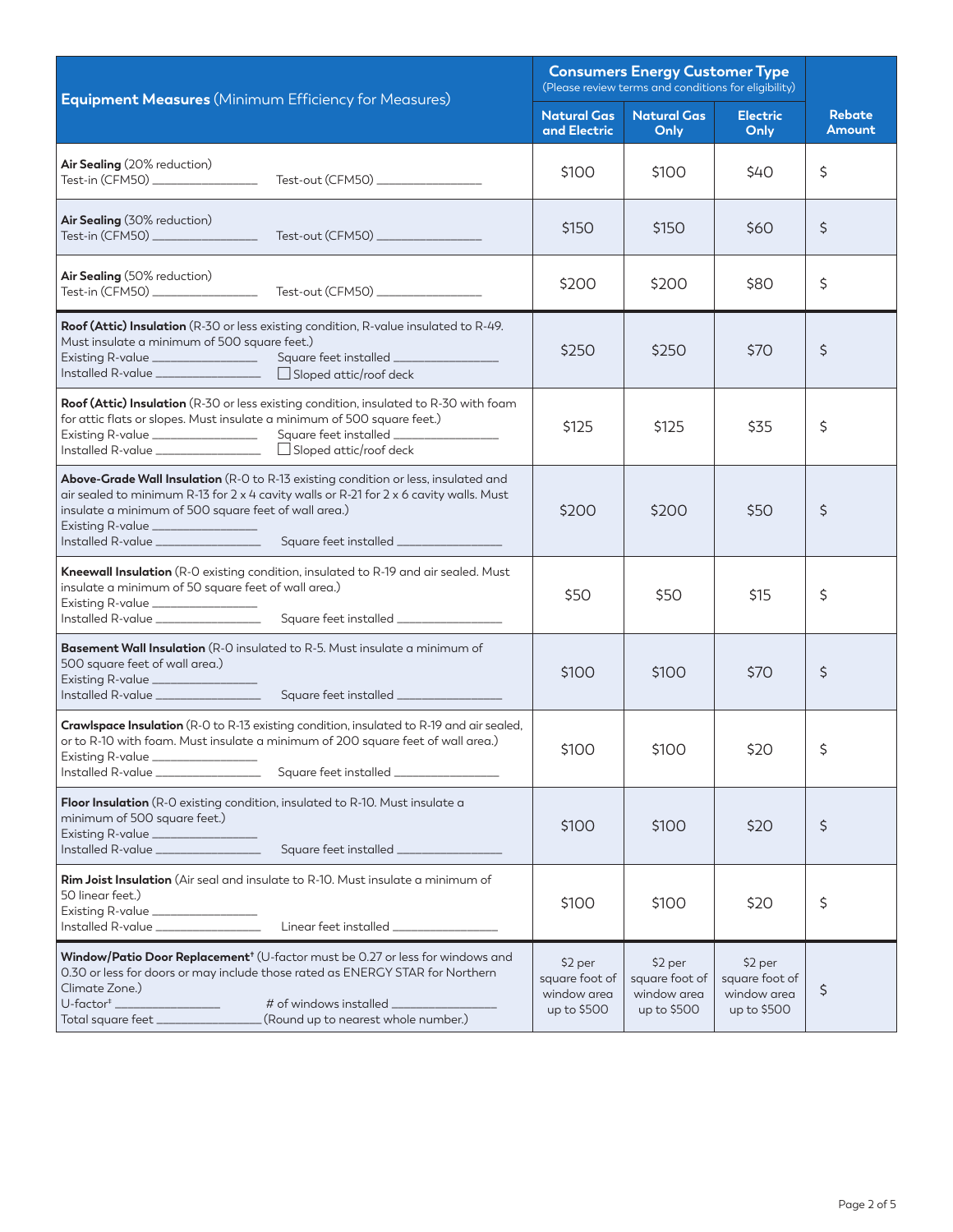| **Equipment Measures** (Minimum Efficiency for Measures) | **Consumers Energy Customer Type** (Please review terms and conditions for eligibility) | | | **Rebate Amount** |
|---|---|---|---|---|
| | **Natural Gas and Electric** | **Natural Gas Only** | **Electric Only** | |
| **Air Sealing** (20% reduction) Test-in (CFM50) ______ Test-out (CFM50) ______ | $100 | $100 | $40 | $ |
| **Air Sealing** (30% reduction) Test-in (CFM50) ______ Test-out (CFM50) ______ | $150 | $150 | $60 | $ |
| **Air Sealing** (50% reduction) Test-in (CFM50) ______ Test-out (CFM50) ______ | $200 | $200 | $80 | $ |
| **Roof (Attic) Insulation** (R-30 or less existing condition, R-value insulated to R-49. Must insulate a minimum of 500 square feet.) Existing R-value ______ Square feet installed ______ Installed R-value ______ ☐ Sloped attic/roof deck | $250 | $250 | $70 | $ |
| **Roof (Attic) Insulation** (R-30 or less existing condition, insulated to R-30 with foam for attic flats or slopes. Must insulate a minimum of 500 square feet.) Existing R-value ______ Square feet installed ______ Installed R-value ______ ☐ Sloped attic/roof deck | $125 | $125 | $35 | $ |
| **Above-Grade Wall Insulation** (R-0 to R-13 existing condition or less, insulated and air sealed to minimum R-13 for 2 x 4 cavity walls or R-21 for 2 x 6 cavity walls. Must insulate a minimum of 500 square feet of wall area.) Existing R-value ______ Installed R-value ______ Square feet installed ______ | $200 | $200 | $50 | $ |
| **Kneewall Insulation** (R-0 existing condition, insulated to R-19 and air sealed. Must insulate a minimum of 50 square feet of wall area.) Existing R-value ______ Installed R-value ______ Square feet installed ______ | $50 | $50 | $15 | $ |
| **Basement Wall Insulation** (R-0 insulated to R-5. Must insulate a minimum of 500 square feet of wall area.) Existing R-value ______ Installed R-value ______ Square feet installed ______ | $100 | $100 | $70 | $ |
| **Crawlspace Insulation** (R-0 to R-13 existing condition, insulated to R-19 and air sealed, or to R-10 with foam. Must insulate a minimum of 200 square feet of wall area.) Existing R-value ______ Installed R-value ______ Square feet installed ______ | $100 | $100 | $20 | $ |
| **Floor Insulation** (R-0 existing condition, insulated to R-10. Must insulate a minimum of 500 square feet.) Existing R-value ______ Installed R-value ______ Square feet installed ______ | $100 | $100 | $20 | $ |
| **Rim Joist Insulation** (Air seal and insulate to R-10. Must insulate a minimum of 50 linear feet.) Existing R-value ______ Installed R-value ______ Linear feet installed ______ | $100 | $100 | $20 | $ |
| **Window/Patio Door Replacement**[†] (U-factor must be 0.27 or less for windows and 0.30 or less for doors or may include those rated as ENERGY STAR for Northern Climate Zone.) U-factor[†] ______ # of windows installed ______ Total square feet ______ (Round up to nearest whole number.) | $2 per square foot of window area up to $500 | $2 per square foot of window area up to $500 | $2 per square foot of window area up to $500 | $ |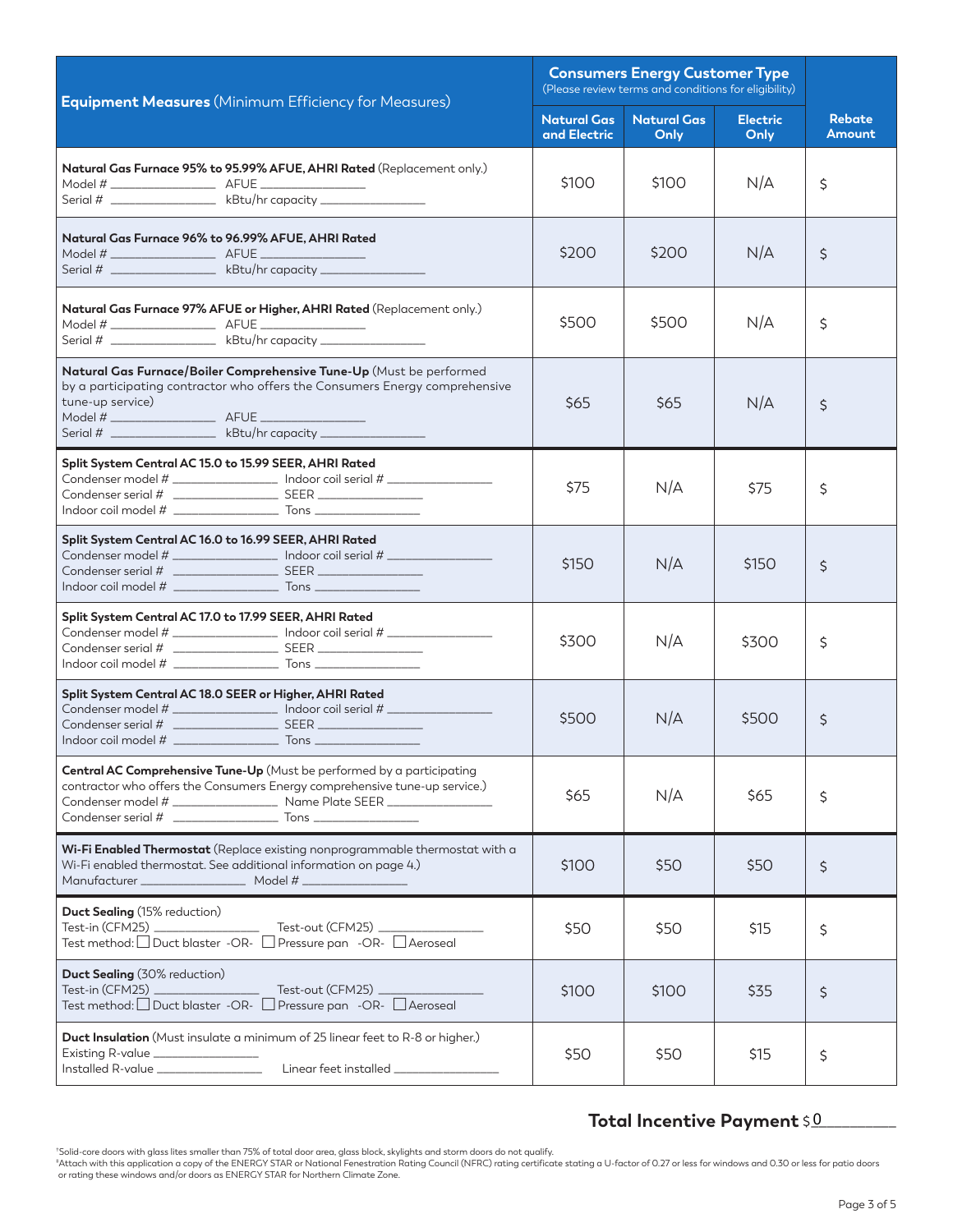| **Equipment Measures** (Minimum Efficiency for Measures) | **Consumers Energy Customer Type** (Please review terms and conditions for eligibility) | | | **Rebate Amount** |
|---|---|---|---|---|
| | **Natural Gas and Electric** | **Natural Gas Only** | **Electric Only** | |
| **Natural Gas Furnace 95% to 95.99% AFUE, AHRI Rated** (Replacement only.)<br>Model # ____________ AFUE ____________<br>Serial # ____________ kBtu/hr capacity ____________ | $100 | $100 | N/A | $ |
| **Natural Gas Furnace 96% to 96.99% AFUE, AHRI Rated**<br>Model # ____________ AFUE ____________<br>Serial # ____________ kBtu/hr capacity ____________ | $200 | $200 | N/A | $ |
| **Natural Gas Furnace 97% AFUE or Higher, AHRI Rated** (Replacement only.)<br>Model # ____________ AFUE ____________<br>Serial # ____________ kBtu/hr capacity ____________ | $500 | $500 | N/A | $ |
| **Natural Gas Furnace/Boiler Comprehensive Tune-Up** (Must be performed by a participating contractor who offers the Consumers Energy comprehensive tune-up service)<br>Model # ____________ AFUE ____________<br>Serial # ____________ kBtu/hr capacity ____________ | $65 | $65 | N/A | $ |
| **Split System Central AC 15.0 to 15.99 SEER, AHRI Rated**<br>Condenser model # ____________ Indoor coil serial # ____________<br>Condenser serial # ____________ SEER ____________<br>Indoor coil model # ____________ Tons ____________ | $75 | N/A | $75 | $ |
| **Split System Central AC 16.0 to 16.99 SEER, AHRI Rated**<br>Condenser model # ____________ Indoor coil serial # ____________<br>Condenser serial # ____________ SEER ____________<br>Indoor coil model # ____________ Tons ____________ | $150 | N/A | $150 | $ |
| **Split System Central AC 17.0 to 17.99 SEER, AHRI Rated**<br>Condenser model # ____________ Indoor coil serial # ____________<br>Condenser serial # ____________ SEER ____________<br>Indoor coil model # ____________ Tons ____________ | $300 | N/A | $300 | $ |
| **Split System Central AC 18.0 SEER or Higher, AHRI Rated**<br>Condenser model # ____________ Indoor coil serial # ____________<br>Condenser serial # ____________ SEER ____________<br>Indoor coil model # ____________ Tons ____________ | $500 | N/A | $500 | $ |
| **Central AC Comprehensive Tune-Up** (Must be performed by a participating contractor who offers the Consumers Energy comprehensive tune-up service.)<br>Condenser model # ____________ Name Plate SEER ____________<br>Condenser serial # ____________ Tons ____________ | $65 | N/A | $65 | $ |
| **Wi-Fi Enabled Thermostat** (Replace existing nonprogrammable thermostat with a Wi-Fi enabled thermostat. See additional information on page 4.)<br>Manufacturer ____________ Model # ____________ | $100 | $50 | $50 | $ |
| **Duct Sealing** (15% reduction)<br>Test-in (CFM25) ____________ Test-out (CFM25) ____________<br>Test method: ☐ Duct blaster -OR- ☐ Pressure pan -OR- ☐ Aeroseal | $50 | $50 | $15 | $ |
| **Duct Sealing** (30% reduction)<br>Test-in (CFM25) ____________ Test-out (CFM25) ____________<br>Test method: ☐ Duct blaster -OR- ☐ Pressure pan -OR- ☐ Aeroseal | $100 | $100 | $35 | $ |
| **Duct Insulation** (Must insulate a minimum of 25 linear feet to R-8 or higher.)<br>Existing R-value ____________<br>Installed R-value ____________ Linear feet installed ____________ | $50 | $50 | $15 | $ |

**Total Incentive Payment** $0________

†Solid-core doors with glass lites smaller than 75% of total door area, glass block, skylights and storm doors do not qualify.
‡Attach with this application a copy of the ENERGY STAR or National Fenestration Rating Council (NFRC) rating certificate stating a U-factor of 0.27 or less for windows and 0.30 or less for patio doors or rating these windows and/or doors as ENERGY STAR for Northern Climate Zone.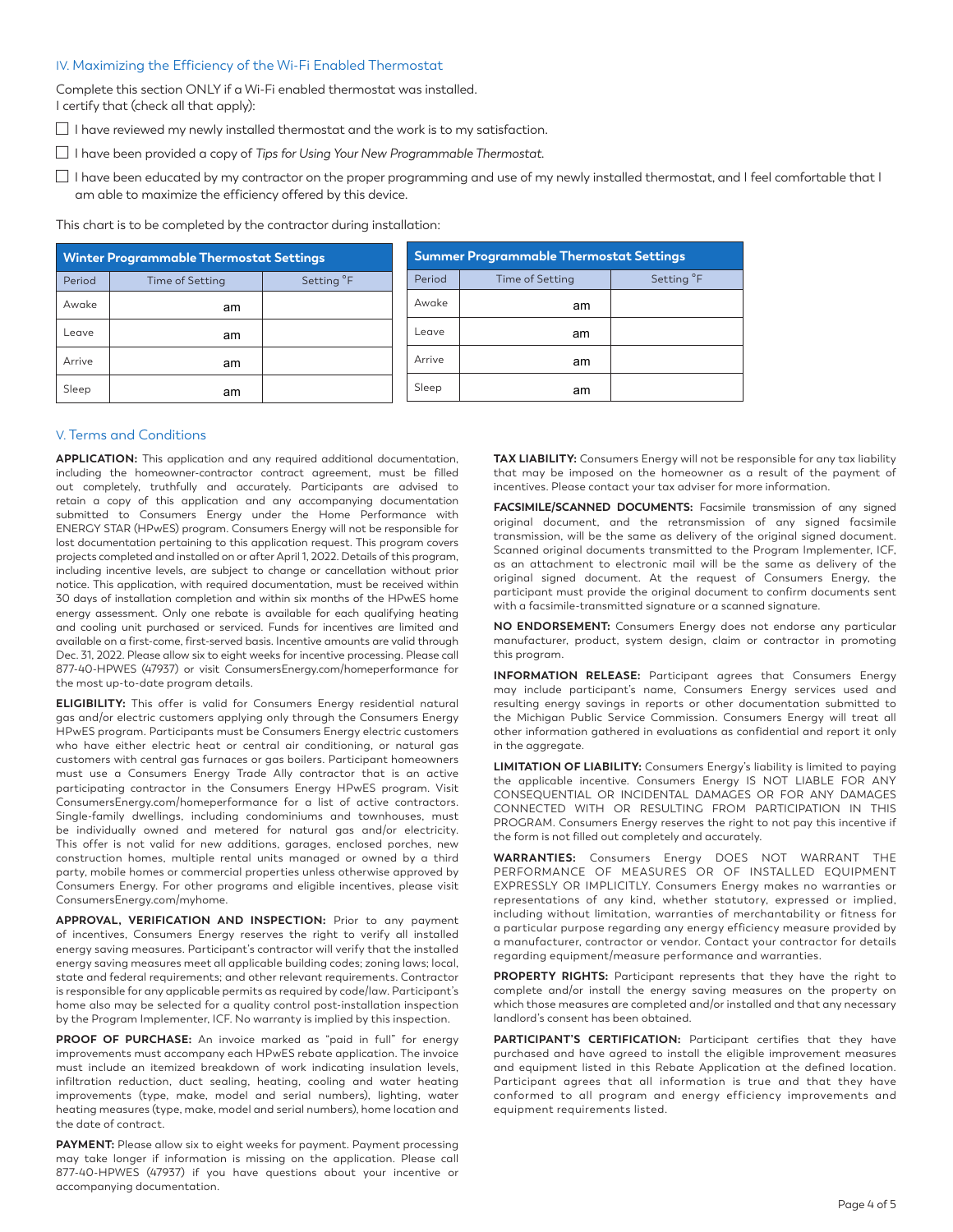## IV. Maximizing the Efficiency of the Wi-Fi Enabled Thermostat

Complete this section ONLY if a Wi-Fi enabled thermostat was installed.
I certify that (check all that apply):

- ☐ I have reviewed my newly installed thermostat and the work is to my satisfaction.
- ☐ I have been provided a copy of *Tips for Using Your New Programmable Thermostat.*
- ☐ I have been educated by my contractor on the proper programming and use of my newly installed thermostat, and I feel comfortable that I am able to maximize the efficiency offered by this device.

This chart is to be completed by the contractor during installation:

| Winter Programmable Thermostat Settings | | |
|---|---|---|
| Period | Time of Setting | Setting °F |
| Awake | am | |
| Leave | am | |
| Arrive | am | |
| Sleep | am | |

| Summer Programmable Thermostat Settings | | |
|---|---|---|
| Period | Time of Setting | Setting °F |
| Awake | am | |
| Leave | am | |
| Arrive | am | |
| Sleep | am | |

## V. Terms and Conditions

**APPLICATION:** This application and any required additional documentation, including the homeowner-contractor contract agreement, must be filled out completely, truthfully and accurately. Participants are advised to retain a copy of this application and any accompanying documentation submitted to Consumers Energy under the Home Performance with ENERGY STAR (HPwES) program. Consumers Energy will not be responsible for lost documentation pertaining to this application request. This program covers projects completed and installed on or after April 1, 2022. Details of this program, including incentive levels, are subject to change or cancellation without prior notice. This application, with required documentation, must be received within 30 days of installation completion and within six months of the HPwES home energy assessment. Only one rebate is available for each qualifying heating and cooling unit purchased or serviced. Funds for incentives are limited and available on a first-come, first-served basis. Incentive amounts are valid through Dec. 31, 2022. Please allow six to eight weeks for incentive processing. Please call 877-40-HPWES (47937) or visit ConsumersEnergy.com/homeperformance for the most up-to-date program details.

**ELIGIBILITY:** This offer is valid for Consumers Energy residential natural gas and/or electric customers applying only through the Consumers Energy HPwES program. Participants must be Consumers Energy electric customers who have either electric heat or central air conditioning, or natural gas customers with central gas furnaces or gas boilers. Participant homeowners must use a Consumers Energy Trade Ally contractor that is an active participating contractor in the Consumers Energy HPwES program. Visit ConsumersEnergy.com/homeperformance for a list of active contractors. Single-family dwellings, including condominiums and townhouses, must be individually owned and metered for natural gas and/or electricity. This offer is not valid for new additions, garages, enclosed porches, new construction homes, multiple rental units managed or owned by a third party, mobile homes or commercial properties unless otherwise approved by Consumers Energy. For other programs and eligible incentives, please visit ConsumersEnergy.com/myhome.

**APPROVAL, VERIFICATION AND INSPECTION:** Prior to any payment of incentives, Consumers Energy reserves the right to verify all installed energy saving measures. Participant's contractor will verify that the installed energy saving measures meet all applicable building codes; zoning laws; local, state and federal requirements; and other relevant requirements. Contractor is responsible for any applicable permits as required by code/law. Participant's home also may be selected for a quality control post-installation inspection by the Program Implementer, ICF. No warranty is implied by this inspection.

**PROOF OF PURCHASE:** An invoice marked as "paid in full" for energy improvements must accompany each HPwES rebate application. The invoice must include an itemized breakdown of work indicating insulation levels, infiltration reduction, duct sealing, heating, cooling and water heating improvements (type, make, model and serial numbers), lighting, water heating measures (type, make, model and serial numbers), home location and the date of contract.

**PAYMENT:** Please allow six to eight weeks for payment. Payment processing may take longer if information is missing on the application. Please call 877-40-HPWES (47937) if you have questions about your incentive or accompanying documentation.

**TAX LIABILITY:** Consumers Energy will not be responsible for any tax liability that may be imposed on the homeowner as a result of the payment of incentives. Please contact your tax adviser for more information.

**FACSIMILE/SCANNED DOCUMENTS:** Facsimile transmission of any signed original document, and the retransmission of any signed facsimile transmission, will be the same as delivery of the original signed document. Scanned original documents transmitted to the Program Implementer, ICF, as an attachment to electronic mail will be the same as delivery of the original signed document. At the request of Consumers Energy, the participant must provide the original document to confirm documents sent with a facsimile-transmitted signature or a scanned signature.

**NO ENDORSEMENT:** Consumers Energy does not endorse any particular manufacturer, product, system design, claim or contractor in promoting this program.

**INFORMATION RELEASE:** Participant agrees that Consumers Energy may include participant's name, Consumers Energy services used and resulting energy savings in reports or other documentation submitted to the Michigan Public Service Commission. Consumers Energy will treat all other information gathered in evaluations as confidential and report it only in the aggregate.

**LIMITATION OF LIABILITY:** Consumers Energy's liability is limited to paying the applicable incentive. Consumers Energy IS NOT LIABLE FOR ANY CONSEQUENTIAL OR INCIDENTAL DAMAGES OR FOR ANY DAMAGES CONNECTED WITH OR RESULTING FROM PARTICIPATION IN THIS PROGRAM. Consumers Energy reserves the right to not pay this incentive if the form is not filled out completely and accurately.

**WARRANTIES:** Consumers Energy DOES NOT WARRANT THE PERFORMANCE OF MEASURES OR OF INSTALLED EQUIPMENT EXPRESSLY OR IMPLICITLY. Consumers Energy makes no warranties or representations of any kind, whether statutory, expressed or implied, including without limitation, warranties of merchantability or fitness for a particular purpose regarding any energy efficiency measure provided by a manufacturer, contractor or vendor. Contact your contractor for details regarding equipment/measure performance and warranties.

**PROPERTY RIGHTS:** Participant represents that they have the right to complete and/or install the energy saving measures on the property on which those measures are completed and/or installed and that any necessary landlord's consent has been obtained.

**PARTICIPANT'S CERTIFICATION:** Participant certifies that they have purchased and have agreed to install the eligible improvement measures and equipment listed in this Rebate Application at the defined location. Participant agrees that all information is true and that they have conformed to all program and energy efficiency improvements and equipment requirements listed.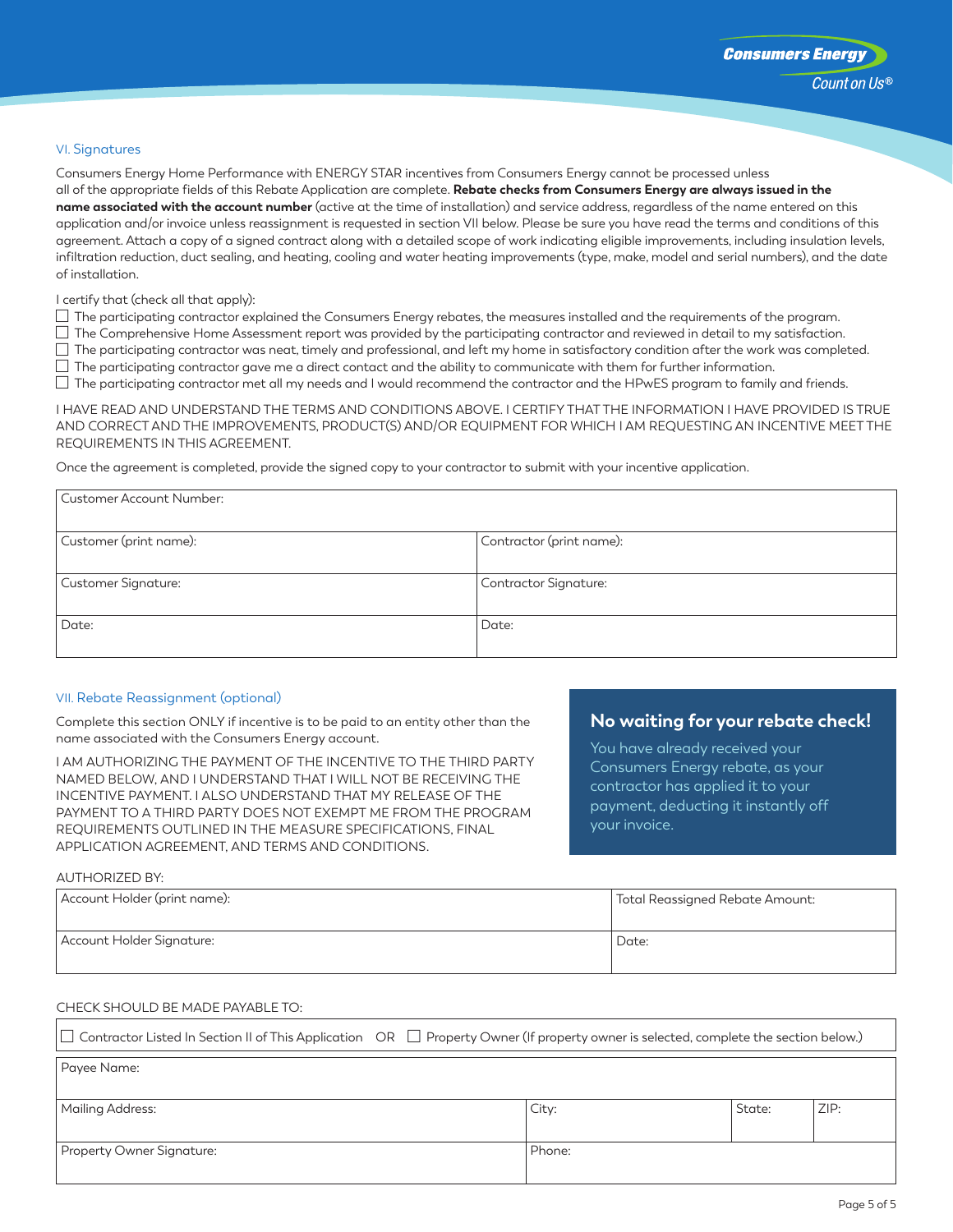## VI. Signatures

Consumers Energy Home Performance with ENERGY STAR incentives from Consumers Energy cannot be processed unless all of the appropriate fields of this Rebate Application are complete. **Rebate checks from Consumers Energy are always issued in the name associated with the account number** (active at the time of installation) and service address, regardless of the name entered on this application and/or invoice unless reassignment is requested in section VII below. Please be sure you have read the terms and conditions of this agreement. Attach a copy of a signed contract along with a detailed scope of work indicating eligible improvements, including insulation levels, infiltration reduction, duct sealing, and heating, cooling and water heating improvements (type, make, model and serial numbers), and the date of installation.

I certify that (check all that apply):

- ☐ The participating contractor explained the Consumers Energy rebates, the measures installed and the requirements of the program.
- ☐ The Comprehensive Home Assessment report was provided by the participating contractor and reviewed in detail to my satisfaction.
- ☐ The participating contractor was neat, timely and professional, and left my home in satisfactory condition after the work was completed.
- ☐ The participating contractor gave me a direct contact and the ability to communicate with them for further information.
- ☐ The participating contractor met all my needs and I would recommend the contractor and the HPwES program to family and friends.

I HAVE READ AND UNDERSTAND THE TERMS AND CONDITIONS ABOVE. I CERTIFY THAT THE INFORMATION I HAVE PROVIDED IS TRUE AND CORRECT AND THE IMPROVEMENTS, PRODUCT(S) AND/OR EQUIPMENT FOR WHICH I AM REQUESTING AN INCENTIVE MEET THE REQUIREMENTS IN THIS AGREEMENT.

Once the agreement is completed, provide the signed copy to your contractor to submit with your incentive application.

| | |
|---|---|
| Customer Account Number: | |
| Customer (print name): | Contractor (print name): |
| Customer Signature: | Contractor Signature: |
| Date: | Date: |

## VII. Rebate Reassignment (optional)

Complete this section ONLY if incentive is to be paid to an entity other than the name associated with the Consumers Energy account.

I AM AUTHORIZING THE PAYMENT OF THE INCENTIVE TO THE THIRD PARTY NAMED BELOW, AND I UNDERSTAND THAT I WILL NOT BE RECEIVING THE INCENTIVE PAYMENT. I ALSO UNDERSTAND THAT MY RELEASE OF THE PAYMENT TO A THIRD PARTY DOES NOT EXEMPT ME FROM THE PROGRAM REQUIREMENTS OUTLINED IN THE MEASURE SPECIFICATIONS, FINAL APPLICATION AGREEMENT, AND TERMS AND CONDITIONS.

**No waiting for your rebate check!**

You have already received your Consumers Energy rebate, as your contractor has applied it to your payment, deducting it instantly off your invoice.

AUTHORIZED BY:

| | |
|---|---|
| Account Holder (print name): | Total Reassigned Rebate Amount: |
| Account Holder Signature: | Date: |

CHECK SHOULD BE MADE PAYABLE TO:

☐ Contractor Listed In Section II of This Application OR ☐ Property Owner (If property owner is selected, complete the section below.)

| | | | |
|---|---|---|---|
| Payee Name: | | | |
| Mailing Address: | City: | State: | ZIP: |
| Property Owner Signature: | Phone: | | |